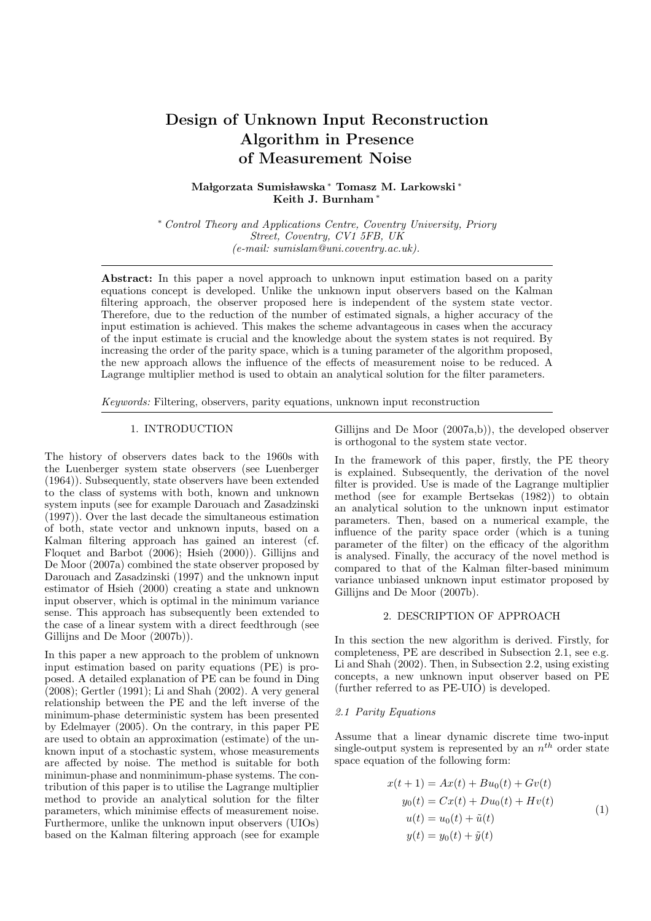# Design of Unknown Input Reconstruction Algorithm in Presence of Measurement Noise

**Małgorzata Sumisławska** [*] **Tomasz M. Larkowski** [*] **Keith J. Burnham** [*]

[*] *Control Theory and Applications Centre, Coventry University, Priory Street, Coventry, CV1 5FB, UK (e-mail: sumislam@uni.coventry.ac.uk).*

**Abstract:** In this paper a novel approach to unknown input estimation based on a parity equations concept is developed. Unlike the unknown input observers based on the Kalman filtering approach, the observer proposed here is independent of the system state vector. Therefore, due to the reduction of the number of estimated signals, a higher accuracy of the input estimation is achieved. This makes the scheme advantageous in cases when the accuracy of the input estimate is crucial and the knowledge about the system states is not required. By increasing the order of the parity space, which is a tuning parameter of the algorithm proposed, the new approach allows the influence of the effects of measurement noise to be reduced. A Lagrange multiplier method is used to obtain an analytical solution for the filter parameters.

*Keywords:* Filtering, observers, parity equations, unknown input reconstruction

## 1. INTRODUCTION

The history of observers dates back to the 1960s with the Luenberger system state observers (see Luenberger (1964)). Subsequently, state observers have been extended to the class of systems with both, known and unknown system inputs (see for example Darouach and Zasadzinski (1997)). Over the last decade the simultaneous estimation of both, state vector and unknown inputs, based on a Kalman filtering approach has gained an interest (cf. Floquet and Barbot (2006); Hsieh (2000)). Gillijns and De Moor (2007a) combined the state observer proposed by Darouach and Zasadzinski (1997) and the unknown input estimator of Hsieh (2000) creating a state and unknown input observer, which is optimal in the minimum variance sense. This approach has subsequently been extended to the case of a linear system with a direct feedthrough (see Gillijns and De Moor (2007b)).

In this paper a new approach to the problem of unknown input estimation based on parity equations (PE) is proposed. A detailed explanation of PE can be found in Ding (2008); Gertler (1991); Li and Shah (2002). A very general relationship between the PE and the left inverse of the minimum-phase deterministic system has been presented by Edelmayer (2005). On the contrary, in this paper PE are used to obtain an approximation (estimate) of the unknown input of a stochastic system, whose measurements are affected by noise. The method is suitable for both minimun-phase and nonminimum-phase systems. The contribution of this paper is to utilise the Lagrange multiplier method to provide an analytical solution for the filter parameters, which minimise effects of measurement noise. Furthermore, unlike the unknown input observers (UIOs) based on the Kalman filtering approach (see for example Gillijns and De Moor (2007a,b)), the developed observer is orthogonal to the system state vector.

In the framework of this paper, firstly, the PE theory is explained. Subsequently, the derivation of the novel filter is provided. Use is made of the Lagrange multiplier method (see for example Bertsekas (1982)) to obtain an analytical solution to the unknown input estimator parameters. Then, based on a numerical example, the influence of the parity space order (which is a tuning parameter of the filter) on the efficacy of the algorithm is analysed. Finally, the accuracy of the novel method is compared to that of the Kalman filter-based minimum variance unbiased unknown input estimator proposed by Gillijns and De Moor (2007b).

## 2. DESCRIPTION OF APPROACH

In this section the new algorithm is derived. Firstly, for completeness, PE are described in Subsection 2.1, see e.g. Li and Shah (2002). Then, in Subsection 2.2, using existing concepts, a new unknown input observer based on PE (further referred to as PE-UIO) is developed.

### *2.1 Parity Equations*

Assume that a linear dynamic discrete time two-input single-output system is represented by an $n^{th}$ order state space equation of the following form:

$$
\begin{aligned}
x(t+1) &= Ax(t) + Bu_0(t) + Gv(t) \\
y_0(t) &= Cx(t) + Du_0(t) + Hv(t) \\
u(t) &= u_0(t) + \tilde{u}(t) \\
y(t) &= y_0(t) + \tilde{y}(t)
\end{aligned}
\tag{1}
$$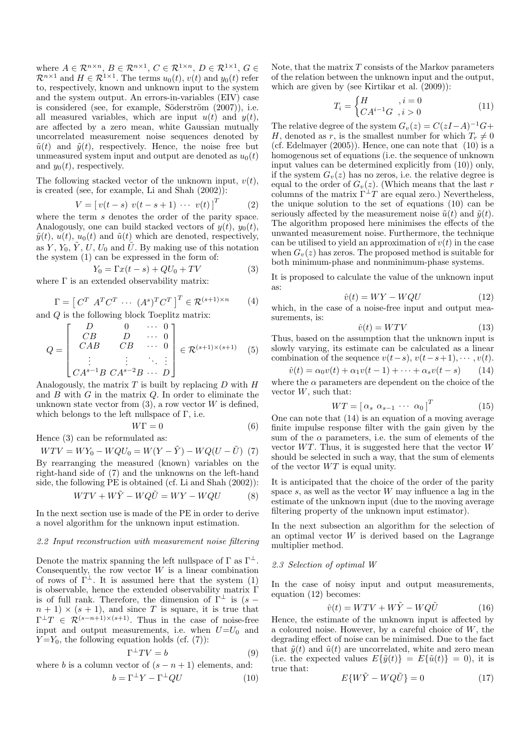where $A \in \mathcal{R}^{n\times n}$, $B \in \mathcal{R}^{n\times 1}$, $C \in \mathcal{R}^{1\times n}$, $D \in \mathcal{R}^{1\times 1}$, $G \in \mathcal{R}^{n\times 1}$ and $H \in \mathcal{R}^{1\times 1}$. The terms $u_0(t)$, $v(t)$ and $y_0(t)$ refer to, respectively, known and unknown input to the system and the system output. An errors-in-variables (EIV) case is considered (see, for example, Söderström (2007)), i.e. all measured variables, which are input $u(t)$ and $y(t)$, are affected by a zero mean, white Gaussian mutually uncorrelated measurement noise sequences denoted by $\tilde{u}(t)$ and $\tilde{y}(t)$, respectively. Hence, the noise free but unmeasured system input and output are denoted as $u_0(t)$ and $y_0(t)$, respectively.

The following stacked vector of the unknown input, $v(t)$, is created (see, for example, Li and Shah (2002)):

$$V = \left[\, v(t-s)\ v(t-s+1)\ \cdots\ v(t) \,\right]^T \tag{2}$$

where the term $s$ denotes the order of the parity space. Analogously, one can build stacked vectors of $y(t)$, $y_0(t)$, $\tilde{y}(t)$, $u(t)$, $u_0(t)$ and $\tilde{u}(t)$ which are denoted, respectively, as $Y$, $Y_0$, $\tilde{Y}$, $U$, $U_0$ and $\tilde{U}$. By making use of this notation the system (1) can be expressed in the form of:

$$Y_0 = \Gamma x(t-s) + QU_0 + TV \tag{3}$$

where $\Gamma$ is an extended observability matrix:

$$\Gamma = \left[\, C^T\ A^T C^T\ \cdots\ (A^s)^T C^T \,\right]^T \in \mathcal{R}^{(s+1)\times n} \tag{4}$$

and $Q$ is the following block Toeplitz matrix:

$$Q = \begin{bmatrix} D & 0 & \cdots & 0 \\ CB & D & \cdots & 0 \\ CAB & CB & \cdots & 0 \\ \vdots & \vdots & \ddots & \vdots \\ CA^{s-1}B & CA^{s-2}B & \cdots & D \end{bmatrix} \in \mathcal{R}^{(s+1)\times(s+1)} \tag{5}$$

Analogously, the matrix $T$ is built by replacing $D$ with $H$ and $B$ with $G$ in the matrix $Q$. In order to eliminate the unknown state vector from (3), a row vector $W$ is defined, which belongs to the left nullspace of $\Gamma$, i.e.

$$W\Gamma = 0 \tag{6}$$

Hence (3) can be reformulated as:

$$WTV = WY_0 - WQU_0 = W(Y - \tilde{Y}) - WQ(U - \tilde{U}) \tag{7}$$

By rearranging the measured (known) variables on the right-hand side of (7) and the unknowns on the left-hand side, the following PE is obtained (cf. Li and Shah (2002)):

$$WTV + W\tilde{Y} - WQ\tilde{U} = WY - WQU \tag{8}$$

In the next section use is made of the PE in order to derive a novel algorithm for the unknown input estimation.

### *2.2 Input reconstruction with measurement noise filtering*

Denote the matrix spanning the left nullspace of $\Gamma$ as $\Gamma^{\perp}$. Consequently, the row vector $W$ is a linear combination of rows of $\Gamma^{\perp}$. It is assumed here that the system (1) is observable, hence the extended observability matrix $\Gamma$ is of full rank. Therefore, the dimension of $\Gamma^{\perp}$ is $(s - n + 1) \times (s + 1)$, and since $T$ is square, it is true that $\Gamma^{\perp} T \in \mathcal{R}^{(s-n+1)\times(s+1)}$. Thus in the case of noise-free input and output measurements, i.e. when $U{=}U_0$ and $Y{=}Y_0$, the following equation holds (cf. (7)):

$$\Gamma^{\perp} TV = b \tag{9}$$

where $b$ is a column vector of $(s - n + 1)$ elements, and:

$$b = \Gamma^{\perp} Y - \Gamma^{\perp} QU \tag{10}$$

Note, that the matrix $T$ consists of the Markov parameters of the relation between the unknown input and the output, which are given by (see Kirtikar et al. (2009)):

$$T_i = \begin{cases} H & , i = 0 \\ CA^{i-1}G & , i > 0 \end{cases} \tag{11}$$

The relative degree of the system $G_v(z) = C(zI - A)^{-1}G + H$, denoted as $r$, is the smallest number for which $T_r \neq 0$ (cf. Edelmayer (2005)). Hence, one can note that (10) is a homogenous set of equations (i.e. the sequence of unknown input values can be determined explicitly from (10)) only, if the system $G_v(z)$ has no zeros, i.e. the relative degree is equal to the order of $G_v(z)$. (Which means that the last $r$ columns of the matrix $\Gamma^{\perp} T$ are equal zero.) Nevertheless, the unique solution to the set of equations (10) can be seriously affected by the measurement noise $\tilde{u}(t)$ and $\tilde{y}(t)$. The algorithm proposed here minimises the effects of the unwanted measurement noise. Furthermore, the technique can be utilised to yield an approximation of $v(t)$ in the case when $G_v(z)$ has zeros. The proposed method is suitable for both minimum-phase and nonminimum-phase systems.

It is proposed to calculate the value of the unknown input as:

$$\hat{v}(t) = WY - WQU \tag{12}$$

which, in the case of a noise-free input and output measurements, is:

$$\hat{v}(t) = WTV \tag{13}$$

Thus, based on the assumption that the unknown input is slowly varying, its estimate can be calculated as a linear combination of the sequence $v(t-s), v(t-s+1), \cdots, v(t)$.

$$\hat{v}(t) = \alpha_0 v(t) + \alpha_1 v(t-1) + \cdots + \alpha_s v(t-s) \tag{14}$$

where the $\alpha$ parameters are dependent on the choice of the vector $W$, such that:

$$WT = \left[\, \alpha_s\ \alpha_{s-1}\ \cdots\ \alpha_0 \,\right]^T \tag{15}$$

One can note that (14) is an equation of a moving average finite impulse response filter with the gain given by the sum of the $\alpha$ parameters, i.e. the sum of elements of the vector $WT$. Thus, it is suggested here that the vector $W$ should be selected in such a way, that the sum of elements of the vector $WT$ is equal unity.

It is anticipated that the choice of the order of the parity space $s$, as well as the vector $W$ may influence a lag in the estimate of the unknown input (due to the moving average filtering property of the unknown input estimator).

In the next subsection an algorithm for the selection of an optimal vector $W$ is derived based on the Lagrange multiplier method.

### *2.3 Selection of optimal W*

In the case of noisy input and output measurements, equation (12) becomes:

$$\hat{v}(t) = WTV + W\tilde{Y} - WQ\tilde{U} \tag{16}$$

Hence, the estimate of the unknown input is affected by a coloured noise. However, by a careful choice of $W$, the degrading effect of noise can be minimised. Due to the fact that $\tilde{y}(t)$ and $\tilde{u}(t)$ are uncorrelated, white and zero mean (i.e. the expected values $E\{\tilde{y}(t)\} = E\{\tilde{u}(t)\} = 0$), it is true that:

$$E\{W\tilde{Y} - WQ\tilde{U}\} = 0 \tag{17}$$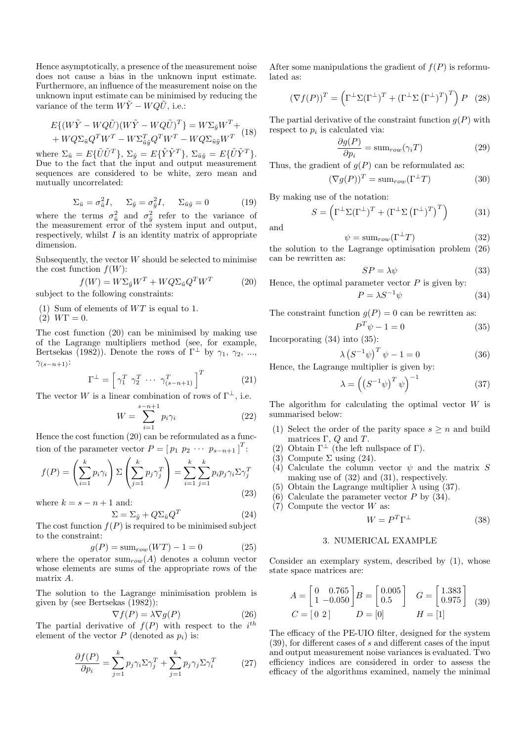Hence asymptotically, a presence of the measurement noise does not cause a bias in the unknown input estimate. Furthermore, an influence of the measurement noise on the unknown input estimate can be minimised by reducing the variance of the term $W\tilde{Y} - WQ\tilde{U}$, i.e.:

$$
\begin{aligned}
E\{(W\tilde{Y} - WQ\tilde{U})(W\tilde{Y} - WQ\tilde{U})^T\} = W\Sigma_{\tilde{y}}W^T + \\
+ WQ\Sigma_{\tilde{u}}Q^T W^T - W\Sigma_{\tilde{u}\tilde{y}}^T Q^T W^T - WQ\Sigma_{\tilde{u}\tilde{y}}W^T
\end{aligned} \tag{18}
$$

where $\Sigma_{\tilde{u}} = E\{\tilde{U}\tilde{U}^T\}$, $\Sigma_{\tilde{y}} = E\{\tilde{Y}\tilde{Y}^T\}$, $\Sigma_{\tilde{u}\tilde{y}} = E\{\tilde{U}\tilde{Y}^T\}$. Due to the fact that the input and output measurement sequences are considered to be white, zero mean and mutually uncorrelated:

$$
\Sigma_{\tilde{u}} = \sigma_{\tilde{u}}^2 I, \quad \Sigma_{\tilde{y}} = \sigma_{\tilde{y}}^2 I, \quad \Sigma_{\tilde{u}\tilde{y}} = 0 \tag{19}
$$

where the terms $\sigma_{\tilde{u}}^2$ and $\sigma_{\tilde{y}}^2$ refer to the variance of the measurement error of the system input and output, respectively, whilst $I$ is an identity matrix of appropriate dimension.

Subsequently, the vector $W$ should be selected to minimise the cost function $f(W)$:

$$
f(W) = W\Sigma_{\tilde{y}}W^T + WQ\Sigma_{\tilde{u}}Q^T W^T \tag{20}
$$

subject to the following constraints:

(1) Sum of elements of $WT$ is equal to 1.
(2) $W\Gamma = 0$.

The cost function (20) can be minimised by making use of the Lagrange multipliers method (see, for example, Bertsekas (1982)). Denote the rows of $\Gamma^{\perp}$ by $\gamma_1$, $\gamma_2$, ..., $\gamma_{(s-n+1)}$:

$$
\Gamma^{\perp} = \begin{bmatrix} \gamma_1^T & \gamma_2^T & \cdots & \gamma_{(s-n+1)}^T \end{bmatrix}^T \tag{21}
$$

The vector $W$ is a linear combination of rows of $\Gamma^{\perp}$, i.e.

$$
W = \sum_{i=1}^{s-n+1} p_i \gamma_i \tag{22}
$$

Hence the cost function (20) can be reformulated as a function of the parameter vector $P = [\, p_1 \; p_2 \; \cdots \; p_{s-n+1} \,]^T$:

$$
f(P) = \left(\sum_{i=1}^{k} p_i \gamma_i\right) \Sigma \left(\sum_{j=1}^{k} p_j \gamma_j^T\right) = \sum_{i=1}^{k}\sum_{j=1}^{k} p_i p_j \gamma_i \Sigma \gamma_j^T \tag{23}
$$

where $k = s - n + 1$ and:

$$
\Sigma = \Sigma_{\tilde{y}} + Q\Sigma_{\tilde{u}}Q^T \tag{24}
$$

The cost function $f(P)$ is required to be minimised subject to the constraint:

$$
g(P) = \mathrm{sum}_{row}(WT) - 1 = 0 \tag{25}
$$

where the operator $\mathrm{sum}_{row}(A)$ denotes a column vector whose elements are sums of the appropriate rows of the matrix $A$.

The solution to the Lagrange minimisation problem is given by (see Bertsekas (1982)):

$$
\nabla f(P) = \lambda \nabla g(P) \tag{26}
$$

The partial derivative of $f(P)$ with respect to the $i^{th}$ element of the vector $P$ (denoted as $p_i$) is:

$$
\frac{\partial f(P)}{\partial p_i} = \sum_{j=1}^{k} p_j \gamma_i \Sigma \gamma_j^T + \sum_{j=1}^{k} p_j \gamma_j \Sigma \gamma_i^T \tag{27}
$$

After some manipulations the gradient of $f(P)$ is reformulated as:

$$
(\nabla f(P))^T = \left(\Gamma^{\perp}\Sigma(\Gamma^{\perp})^T + (\Gamma^{\perp}\Sigma\left(\Gamma^{\perp}\right)^T)^T\right) P \tag{28}
$$

The partial derivative of the constraint function $g(P)$ with respect to $p_i$ is calculated via:

$$
\frac{\partial g(P)}{\partial p_i} = \mathrm{sum}_{row}(\gamma_i T) \tag{29}
$$

Thus, the gradient of $g(P)$ can be reformulated as:

$$
(\nabla g(P))^T = \mathrm{sum}_{row}(\Gamma^{\perp} T) \tag{30}
$$

By making use of the notation:

$$
S = \left(\Gamma^{\perp}\Sigma(\Gamma^{\perp})^T + (\Gamma^{\perp}\Sigma\left(\Gamma^{\perp}\right)^T)^T\right) \tag{31}
$$

and

$$
\psi = \mathrm{sum}_{row}(\Gamma^{\perp} T) \tag{32}
$$

the solution to the Lagrange optimisation problem (26) can be rewritten as:

$$
SP = \lambda \psi \tag{33}
$$

Hence, the optimal parameter vector $P$ is given by:

$$
P = \lambda S^{-1} \psi \tag{34}
$$

The constraint function $g(P) = 0$ can be rewritten as:

$$
P^T \psi - 1 = 0 \tag{35}
$$

Incorporating (34) into (35):

$$
\lambda \left(S^{-1}\psi\right)^T \psi - 1 = 0 \tag{36}
$$

Hence, the Lagrange multiplier is given by:

$$
\lambda = \left(\left(S^{-1}\psi\right)^T \psi\right)^{-1} \tag{37}
$$

The algorithm for calculating the optimal vector $W$ is summarised below:

(1) Select the order of the parity space $s \geq n$ and build matrices $\Gamma$, $Q$ and $T$.
(2) Obtain $\Gamma^{\perp}$ (the left nullspace of $\Gamma$).
(3) Compute $\Sigma$ using (24).
(4) Calculate the column vector $\psi$ and the matrix $S$ making use of (32) and (31), respectively.
(5) Obtain the Lagrange multiplier $\lambda$ using (37).
(6) Calculate the parameter vector $P$ by (34).
(7) Compute the vector $W$ as:

$$
W = P^T \Gamma^{\perp} \tag{38}
$$

## 3. NUMERICAL EXAMPLE

Consider an exemplary system, described by (1), whose state space matrices are:

$$
\begin{aligned}
A &= \begin{bmatrix} 0 & 0.765 \\ 1 & -0.050 \end{bmatrix} B = \begin{bmatrix} 0.005 \\ 0.5 \end{bmatrix} \quad G = \begin{bmatrix} 1.383 \\ 0.975 \end{bmatrix} \\
C &= [\, 0 \;\; 2 \,] \qquad\quad D = [0] \qquad\qquad H = [1]
\end{aligned} \tag{39}
$$

The efficacy of the PE-UIO filter, designed for the system (39), for different cases of $s$ and different cases of the input and output measurement noise variances is evaluated. Two efficiency indices are considered in order to assess the efficacy of the algorithms examined, namely the minimal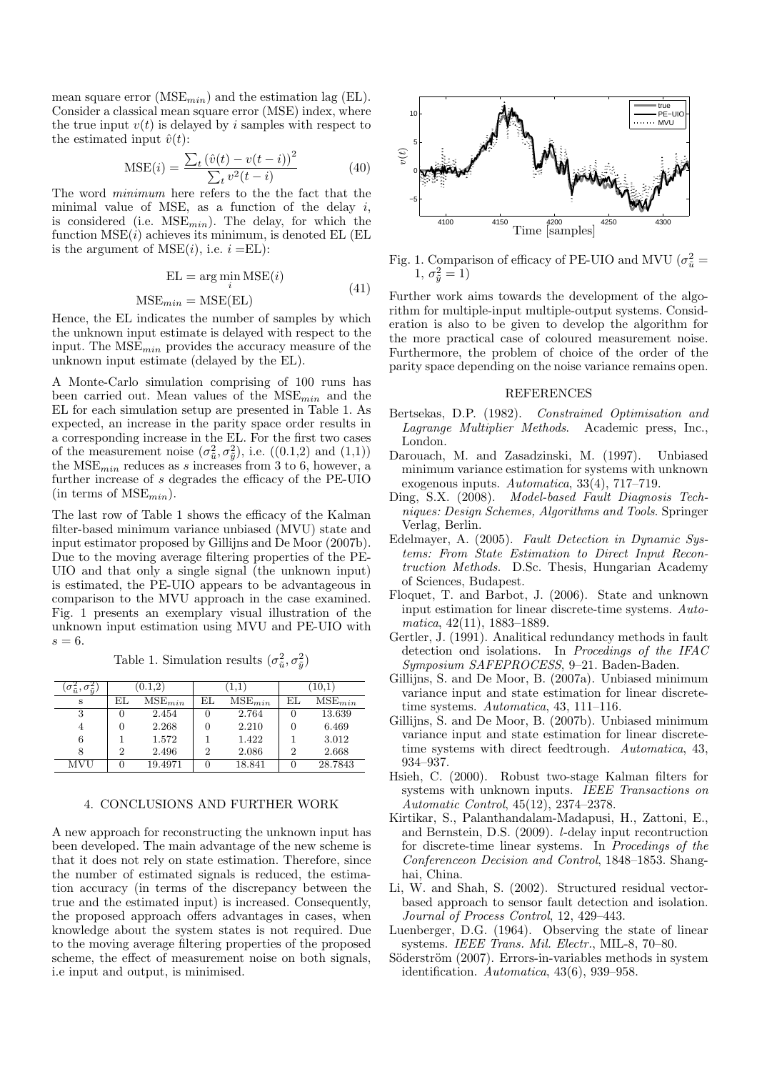mean square error ($\text{MSE}_{min}$) and the estimation lag (EL). Consider a classical mean square error (MSE) index, where the true input $v(t)$ is delayed by $i$ samples with respect to the estimated input $\hat{v}(t)$:

$$\text{MSE}(i) = \frac{\sum_t \left(\hat{v}(t) - v(t-i)\right)^2}{\sum_t v^2(t-i)} \tag{40}$$

The word *minimum* here refers to the the fact that the minimal value of MSE, as a function of the delay $i$, is considered (i.e. $\text{MSE}_{min}$). The delay, for which the function $\text{MSE}(i)$ achieves its minimum, is denoted EL (EL is the argument of $\text{MSE}(i)$, i.e. $i$ =EL):

$$\begin{aligned} \text{EL} &= \arg\min_i \text{MSE}(i) \\ \text{MSE}_{min} &= \text{MSE}(\text{EL}) \end{aligned} \tag{41}$$

Hence, the EL indicates the number of samples by which the unknown input estimate is delayed with respect to the input. The $\text{MSE}_{min}$ provides the accuracy measure of the unknown input estimate (delayed by the EL).

A Monte-Carlo simulation comprising of 100 runs has been carried out. Mean values of the $\text{MSE}_{min}$ and the EL for each simulation setup are presented in Table 1. As expected, an increase in the parity space order results in a corresponding increase in the EL. For the first two cases of the measurement noise $(\sigma^2_{\tilde{u}}, \sigma^2_{\tilde{y}})$, i.e. ((0.1,2) and (1,1)) the $\text{MSE}_{min}$ reduces as $s$ increases from 3 to 6, however, a further increase of $s$ degrades the efficacy of the PE-UIO (in terms of $\text{MSE}_{min}$).

The last row of Table 1 shows the efficacy of the Kalman filter-based minimum variance unbiased (MVU) state and input estimator proposed by Gillijns and De Moor (2007b). Due to the moving average filtering properties of the PE-UIO and that only a single signal (the unknown input) is estimated, the PE-UIO appears to be advantageous in comparison to the MVU approach in the case examined. Fig. 1 presents an exemplary visual illustration of the unknown input estimation using MVU and PE-UIO with $s = 6$.

Table 1. Simulation results $(\sigma^2_{\tilde{u}}, \sigma^2_{\tilde{y}})$

| $(\sigma^2_{\tilde{u}}, \sigma^2_{\tilde{y}})$ | (0.1,2) | | (1,1) | | (10,1) | |
|---|---|---|---|---|---|---|
| s | EL | $\text{MSE}_{min}$ | EL | $\text{MSE}_{min}$ | EL | $\text{MSE}_{min}$ |
| 3 | 0 | 2.454 | 0 | 2.764 | 0 | 13.639 |
| 4 | 0 | 2.268 | 0 | 2.210 | 0 | 6.469 |
| 6 | 1 | 1.572 | 1 | 1.422 | 1 | 3.012 |
| 8 | 2 | 2.496 | 2 | 2.086 | 2 | 2.668 |
| MVU | 0 | 19.4971 | 0 | 18.841 | 0 | 28.7843 |

## 4. CONCLUSIONS AND FURTHER WORK

A new approach for reconstructing the unknown input has been developed. The main advantage of the new scheme is that it does not rely on state estimation. Therefore, since the number of estimated signals is reduced, the estimation accuracy (in terms of the discrepancy between the true and the estimated input) is increased. Consequently, the proposed approach offers advantages in cases, when knowledge about the system states is not required. Due to the moving average filtering properties of the proposed scheme, the effect of measurement noise on both signals, i.e input and output, is minimised.

true
PE–UIO
MVU
10
5
0
−5
$v(t)$
4100
4150
4200
4250
4300
Time [samples]

Fig. 1. Comparison of efficacy of PE-UIO and MVU ($\sigma^2_{\tilde{u}} = 1$, $\sigma^2_{\tilde{y}} = 1$)

Further work aims towards the development of the algorithm for multiple-input multiple-output systems. Consideration is also to be given to develop the algorithm for the more practical case of coloured measurement noise. Furthermore, the problem of choice of the order of the parity space depending on the noise variance remains open.

## REFERENCES

Bertsekas, D.P. (1982). *Constrained Optimisation and Lagrange Multiplier Methods*. Academic press, Inc., London.

Darouach, M. and Zasadzinski, M. (1997). Unbiased minimum variance estimation for systems with unknown exogenous inputs. *Automatica*, 33(4), 717–719.

Ding, S.X. (2008). *Model-based Fault Diagnosis Techniques: Design Schemes, Algorithms and Tools*. Springer Verlag, Berlin.

Edelmayer, A. (2005). *Fault Detection in Dynamic Systems: From State Estimation to Direct Input Reconstruction Methods*. D.Sc. Thesis, Hungarian Academy of Sciences, Budapest.

Floquet, T. and Barbot, J. (2006). State and unknown input estimation for linear discrete-time systems. *Automatica*, 42(11), 1883–1889.

Gertler, J. (1991). Analitical redundancy methods in fault detection ond isolations. In *Procedings of the IFAC Symposium SAFEPROCESS*, 9–21. Baden-Baden.

Gillijns, S. and De Moor, B. (2007a). Unbiased minimum variance input and state estimation for linear discrete-time systems. *Automatica*, 43, 111–116.

Gillijns, S. and De Moor, B. (2007b). Unbiased minimum variance input and state estimation for linear discrete-time systems with direct feedtrough. *Automatica*, 43, 934–937.

Hsieh, C. (2000). Robust two-stage Kalman filters for systems with unknown inputs. *IEEE Transactions on Automatic Control*, 45(12), 2374–2378.

Kirtikar, S., Palanthandalam-Madapusi, H., Zattoni, E., and Bernstein, D.S. (2009). $l$-delay input recontruction for discrete-time linear systems. In *Procedings of the Conferenceon Decision and Control*, 1848–1853. Shanghai, China.

Li, W. and Shah, S. (2002). Structured residual vector-based approach to sensor fault detection and isolation. *Journal of Process Control*, 12, 429–443.

Luenberger, D.G. (1964). Observing the state of linear systems. *IEEE Trans. Mil. Electr.*, MIL-8, 70–80.

Söderström (2007). Errors-in-variables methods in system identification. *Automatica*, 43(6), 939–958.